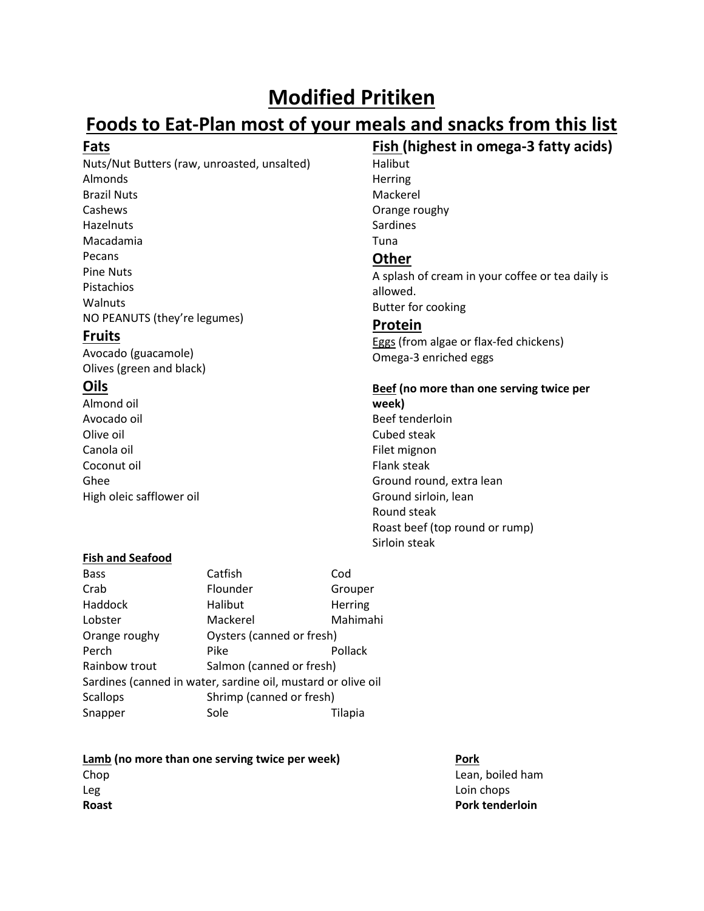# Modified Pritiken

## Foods to Eat-Plan most of your meals and snacks from this list

### Fats

Nuts/Nut Butters (raw, unroasted, unsalted)
Almonds
Brazil Nuts
Cashews
Hazelnuts
Macadamia
Pecans
Pine Nuts
Pistachios
Walnuts
NO PEANUTS (they're legumes)

### Fruits

Avocado (guacamole)
Olives (green and black)

### Oils

Almond oil
Avocado oil
Olive oil
Canola oil
Coconut oil
Ghee
High oleic safflower oil

### Fish (highest in omega-3 fatty acids)

Halibut
Herring
Mackerel
Orange roughy
Sardines
Tuna

### Other

A splash of cream in your coffee or tea daily is allowed.
Butter for cooking

### Protein

Eggs (from algae or flax-fed chickens)
Omega-3 enriched eggs

**Beef (no more than one serving twice per week)**

Beef tenderloin
Cubed steak
Filet mignon
Flank steak
Ground round, extra lean
Ground sirloin, lean
Round steak
Roast beef (top round or rump)
Sirloin steak

**Fish and Seafood**

Bass, Catfish, Cod
Crab, Flounder, Grouper
Haddock, Halibut, Herring
Lobster, Mackerel, Mahimahi
Orange roughy, Oysters (canned or fresh)
Perch, Pike, Pollack
Rainbow trout, Salmon (canned or fresh)
Sardines (canned in water, sardine oil, mustard or olive oil
Scallops, Shrimp (canned or fresh)
Snapper, Sole, Tilapia

**Lamb (no more than one serving twice per week)**

Chop
Leg
**Roast**

**Pork**

Lean, boiled ham
Loin chops
**Pork tenderloin**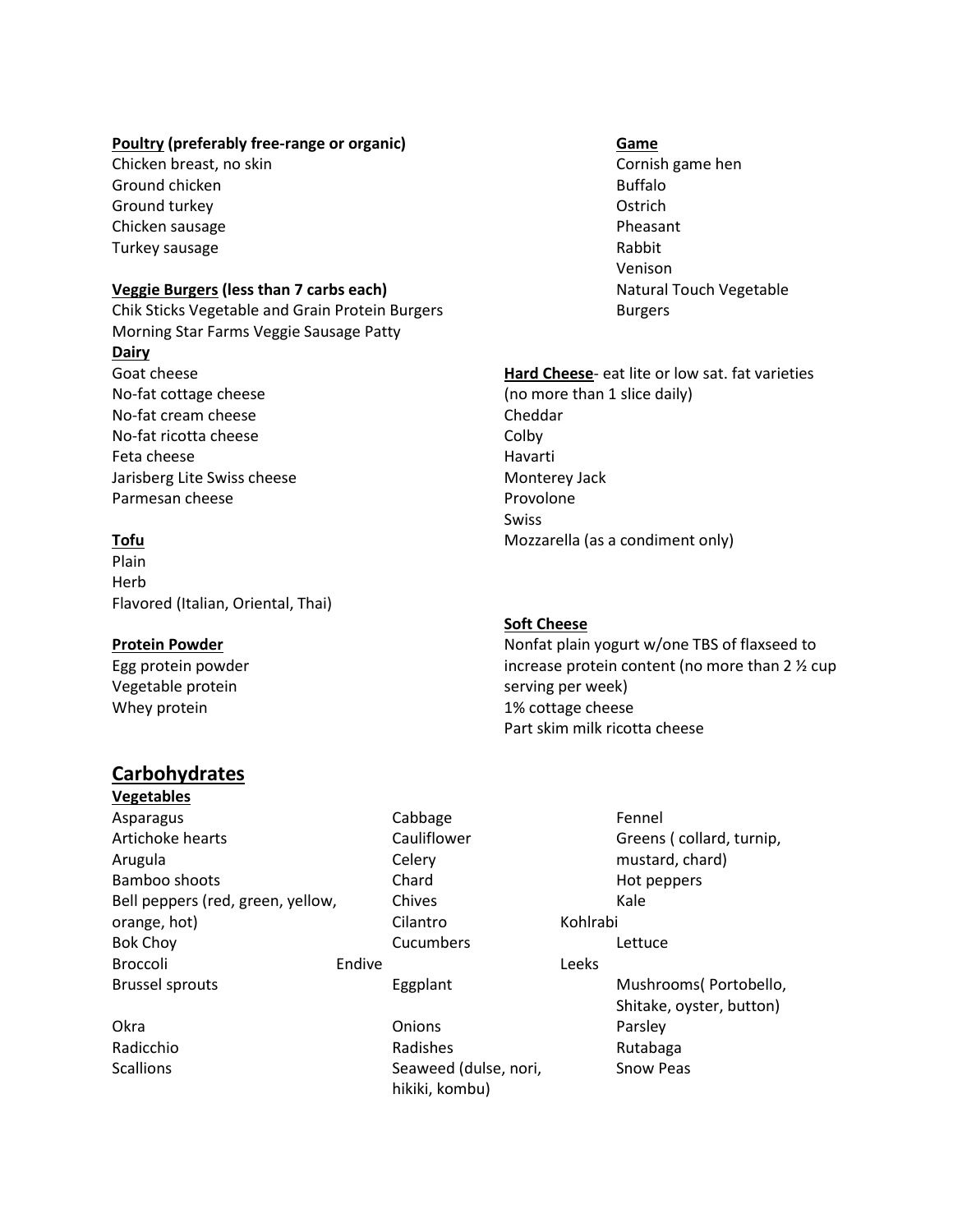**<u>Poultry</u> (preferably free-range or organic)**
Chicken breast, no skin
Ground chicken
Ground turkey
Chicken sausage
Turkey sausage

**<u>Game</u>**
Cornish game hen
Buffalo
Ostrich
Pheasant
Rabbit
Venison
Natural Touch Vegetable Burgers

**<u>Veggie Burgers</u> (less than 7 carbs each)**
Chik Sticks Vegetable and Grain Protein Burgers
Morning Star Farms Veggie Sausage Patty

**<u>Dairy</u>**
Goat cheese
No-fat cottage cheese
No-fat cream cheese
No-fat ricotta cheese
Feta cheese
Jarisberg Lite Swiss cheese
Parmesan cheese

**<u>Hard Cheese</u>**- eat lite or low sat. fat varieties (no more than 1 slice daily)
Cheddar
Colby
Havarti
Monterey Jack
Provolone
Swiss
Mozzarella (as a condiment only)

**<u>Tofu</u>**
Plain
Herb
Flavored (Italian, Oriental, Thai)

**<u>Protein Powder</u>**
Egg protein powder
Vegetable protein
Whey protein

**<u>Soft Cheese</u>**
Nonfat plain yogurt w/one TBS of flaxseed to increase protein content (no more than 2 ½ cup serving per week)
1% cottage cheese
Part skim milk ricotta cheese

## <u>Carbohydrates</u>

**<u>Vegetables</u>**

Asparagus
Artichoke hearts
Arugula
Bamboo shoots
Bell peppers (red, green, yellow, orange, hot)
Bok Choy
Broccoli
Brussel sprouts
Cabbage
Cauliflower
Celery
Chard
Chives
Cilantro
Cucumbers
Endive
Eggplant
Fennel
Greens ( collard, turnip, mustard, chard)
Hot peppers
Kale
Kohlrabi
Lettuce
Leeks
Mushrooms( Portobello, Shitake, oyster, button)
Okra
Radicchio
Scallions
Onions
Radishes
Seaweed (dulse, nori, hikiki, kombu)
Parsley
Rutabaga
Snow Peas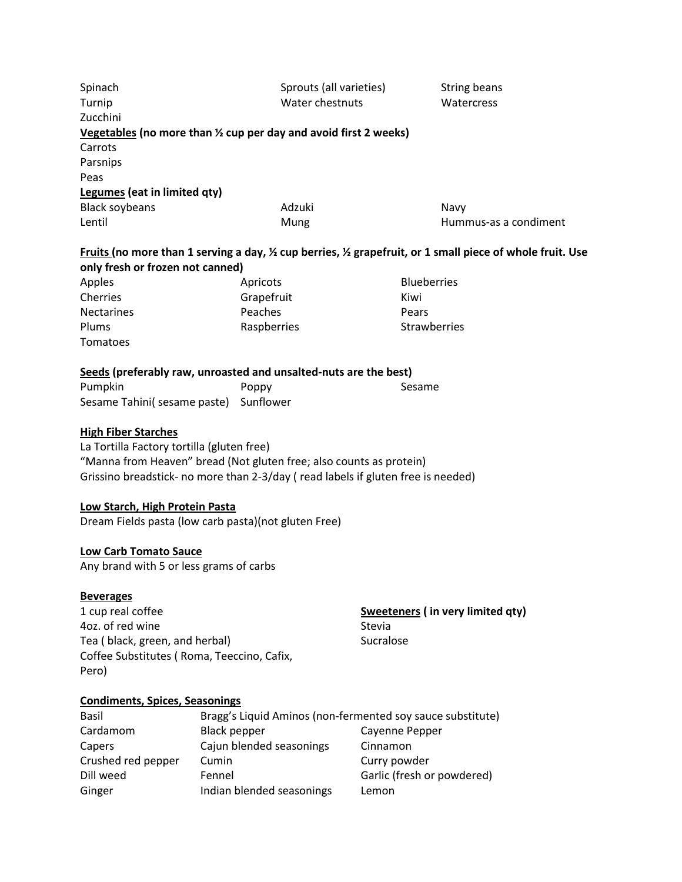| | | |
|---|---|---|
| Spinach | Sprouts (all varieties) | String beans |
| Turnip | Water chestnuts | Watercress |
| Zucchini | | |

**<u>Vegetables</u> (no more than ½ cup per day and avoid first 2 weeks)**

Carrots
Parsnips
Peas

**<u>Legumes</u> (eat in limited qty)**

| | | |
|---|---|---|
| Black soybeans | Adzuki | Navy |
| Lentil | Mung | Hummus-as a condiment |

**<u>Fruits</u> (no more than 1 serving a day, ½ cup berries, ½ grapefruit, or 1 small piece of whole fruit. Use only fresh or frozen not canned)**

| | | |
|---|---|---|
| Apples | Apricots | Blueberries |
| Cherries | Grapefruit | Kiwi |
| Nectarines | Peaches | Pears |
| Plums | Raspberries | Strawberries |
| Tomatoes | | |

**<u>Seeds</u> (preferably raw, unroasted and unsalted-nuts are the best)**

| | | |
|---|---|---|
| Pumpkin | Poppy | Sesame |
| Sesame Tahini( sesame paste) | Sunflower | |

**<u>High Fiber Starches</u>**

La Tortilla Factory tortilla (gluten free)
"Manna from Heaven" bread (Not gluten free; also counts as protein)
Grissino breadstick- no more than 2-3/day ( read labels if gluten free is needed)

**<u>Low Starch, High Protein Pasta</u>**

Dream Fields pasta (low carb pasta)(not gluten Free)

**<u>Low Carb Tomato Sauce</u>**

Any brand with 5 or less grams of carbs

**<u>Beverages</u>**

1 cup real coffee
4oz. of red wine
Tea ( black, green, and herbal)
Coffee Substitutes ( Roma, Teeccino, Cafix, Pero)

**<u>Sweeteners</u> ( in very limited qty)**

Stevia
Sucralose

**<u>Condiments, Spices, Seasonings</u>**

| | | |
|---|---|---|
| Basil | Bragg's Liquid Aminos (non-fermented soy sauce substitute) | |
| Cardamom | Black pepper | Cayenne Pepper |
| Capers | Cajun blended seasonings | Cinnamon |
| Crushed red pepper | Cumin | Curry powder |
| Dill weed | Fennel | Garlic (fresh or powdered) |
| Ginger | Indian blended seasonings | Lemon |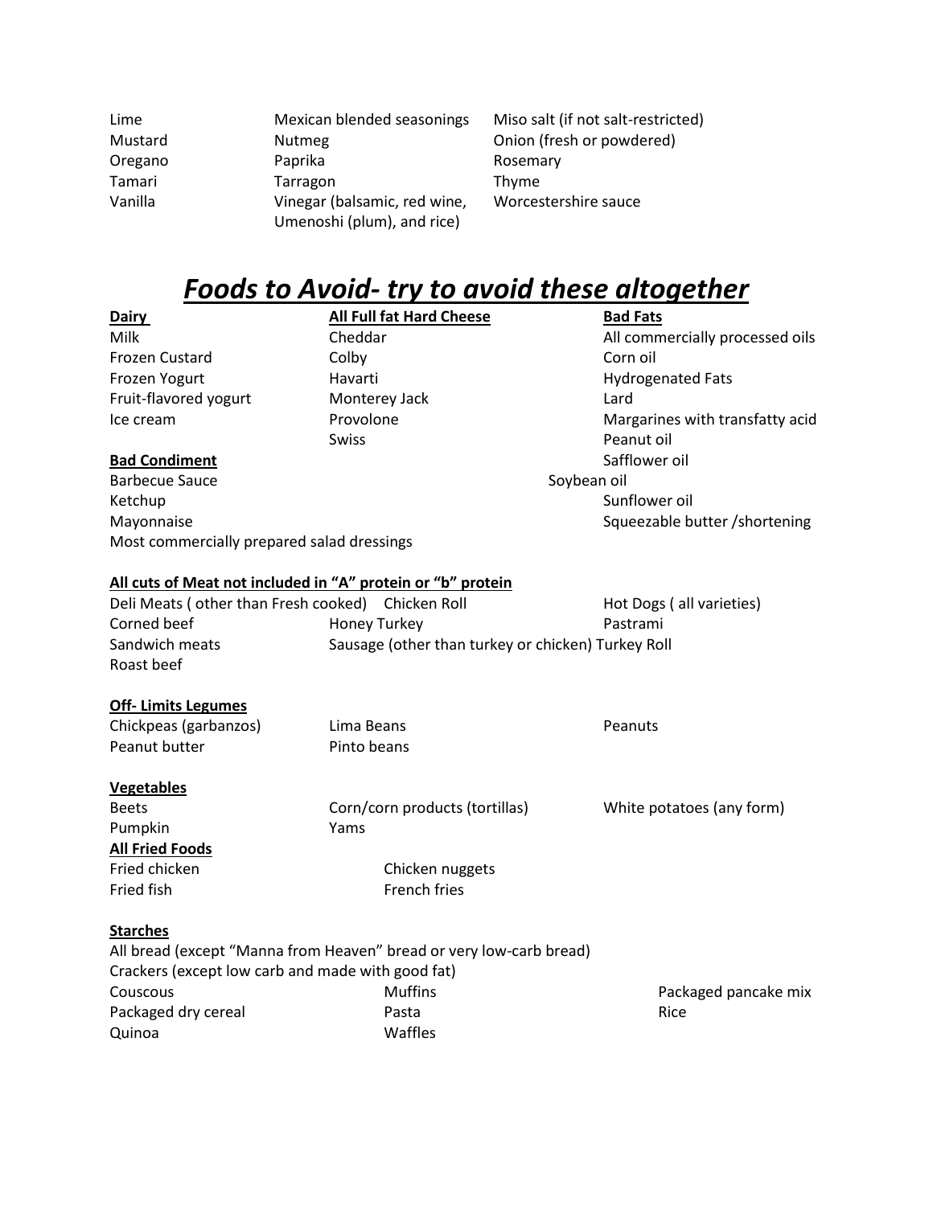| | | |
|---|---|---|
| Lime | Mexican blended seasonings | Miso salt (if not salt-restricted) |
| Mustard | Nutmeg | Onion (fresh or powdered) |
| Oregano | Paprika | Rosemary |
| Tamari | Tarragon | Thyme |
| Vanilla | Vinegar (balsamic, red wine, Umenoshi (plum), and rice) | Worcestershire sauce |

# ***Foods to Avoid- try to avoid these altogether***

| **Dairy** | **All Full fat Hard Cheese** | **Bad Fats** |
|---|---|---|
| Milk | Cheddar | All commercially processed oils |
| Frozen Custard | Colby | Corn oil |
| Frozen Yogurt | Havarti | Hydrogenated Fats |
| Fruit-flavored yogurt | Monterey Jack | Lard |
| Ice cream | Provolone | Margarines with transfatty acid |
| | Swiss | Peanut oil |
| | | Safflower oil |
| | | Soybean oil |
| | | Sunflower oil |
| | | Squeezable butter /shortening |

**Bad Condiment**

- Barbecue Sauce
- Ketchup
- Mayonnaise
- Most commercially prepared salad dressings

**All cuts of Meat not included in "A" protein or "b" protein**

| | | |
|---|---|---|
| Deli Meats ( other than Fresh cooked) | Chicken Roll | Hot Dogs ( all varieties) |
| Corned beef | Honey Turkey | Pastrami |
| Sandwich meats | Sausage (other than turkey or chicken) | Turkey Roll |
| Roast beef | | |

**Off- Limits Legumes**

| | | |
|---|---|---|
| Chickpeas (garbanzos) | Lima Beans | Peanuts |
| Peanut butter | Pinto beans | |

**Vegetables**

| | | |
|---|---|---|
| Beets | Corn/corn products (tortillas) | White potatoes (any form) |
| Pumpkin | Yams | |

**All Fried Foods**

| | |
|---|---|
| Fried chicken | Chicken nuggets |
| Fried fish | French fries |

**Starches**

All bread (except "Manna from Heaven" bread or very low-carb bread)
Crackers (except low carb and made with good fat)

| | | |
|---|---|---|
| Couscous | Muffins | Packaged pancake mix |
| Packaged dry cereal | Pasta | Rice |
| Quinoa | Waffles | |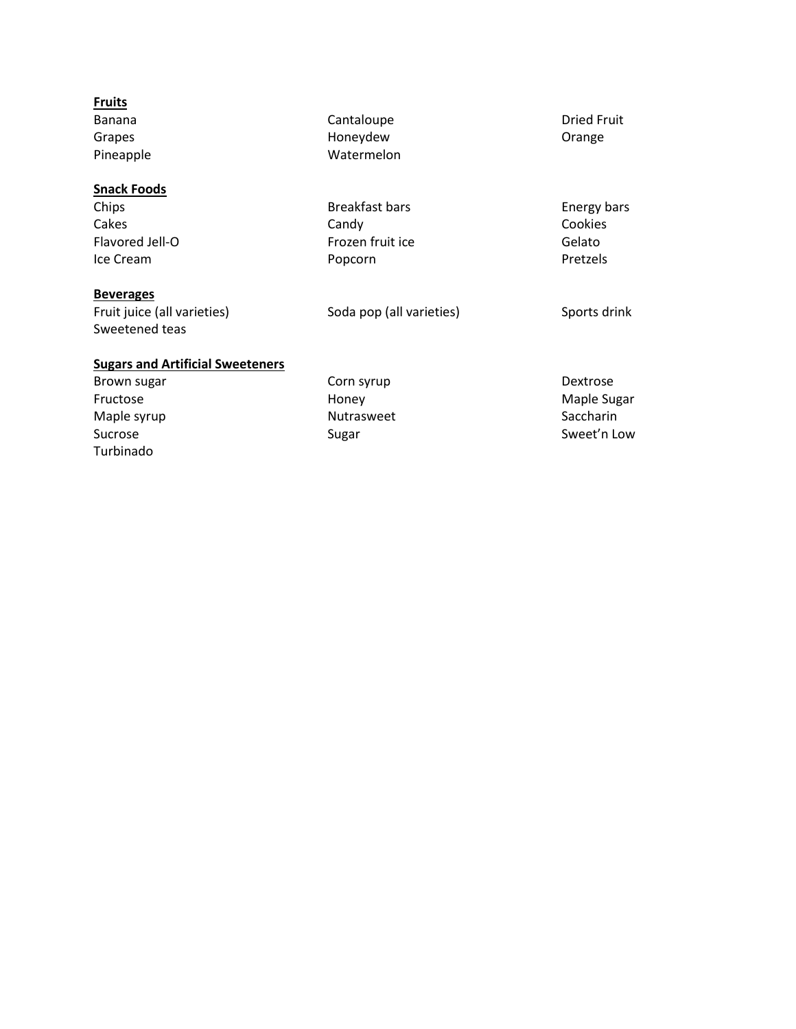**Fruits**

Banana
Cantaloupe
Dried Fruit
Grapes
Honeydew
Orange
Pineapple
Watermelon

**Snack Foods**

Chips
Breakfast bars
Energy bars
Cakes
Candy
Cookies
Flavored Jell-O
Frozen fruit ice
Gelato
Ice Cream
Popcorn
Pretzels

**Beverages**

Fruit juice (all varieties)
Soda pop (all varieties)
Sports drink
Sweetened teas

**Sugars and Artificial Sweeteners**

Brown sugar
Corn syrup
Dextrose
Fructose
Honey
Maple Sugar
Maple syrup
Nutrasweet
Saccharin
Sucrose
Sugar
Sweet'n Low
Turbinado